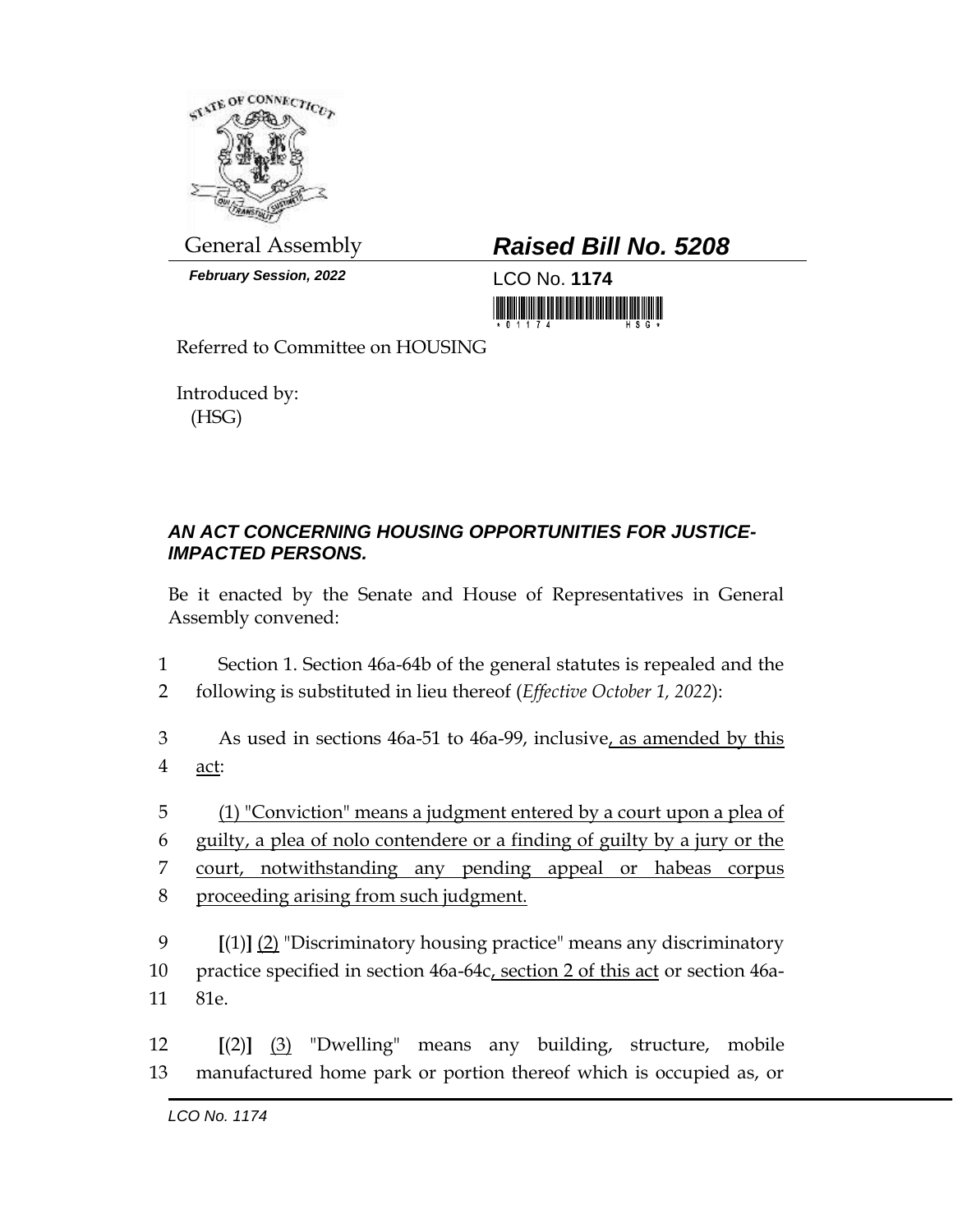General Assembly

**February Session, 2022**

# *Raised Bill No. 5208*

LCO No. **1174**

Referred to Committee on HOUSING

Introduced by:
(HSG)

## *AN ACT CONCERNING HOUSING OPPORTUNITIES FOR JUSTICE-IMPACTED PERSONS.*

Be it enacted by the Senate and House of Representatives in General Assembly convened:

1 Section 1. Section 46a-64b of the general statutes is repealed and the
2 following is substituted in lieu thereof (*Effective October 1, 2022*):

3 As used in sections 46a-51 to 46a-99, inclusive, as amended by this
4 act:

5 (1) "Conviction" means a judgment entered by a court upon a plea of
6 guilty, a plea of nolo contendere or a finding of guilty by a jury or the
7 court, notwithstanding any pending appeal or habeas corpus
8 proceeding arising from such judgment.

9 [(1)] (2) "Discriminatory housing practice" means any discriminatory
10 practice specified in section 46a-64c, section 2 of this act or section 46a-
11 81e.

12 [(2)] (3) "Dwelling" means any building, structure, mobile
13 manufactured home park or portion thereof which is occupied as, or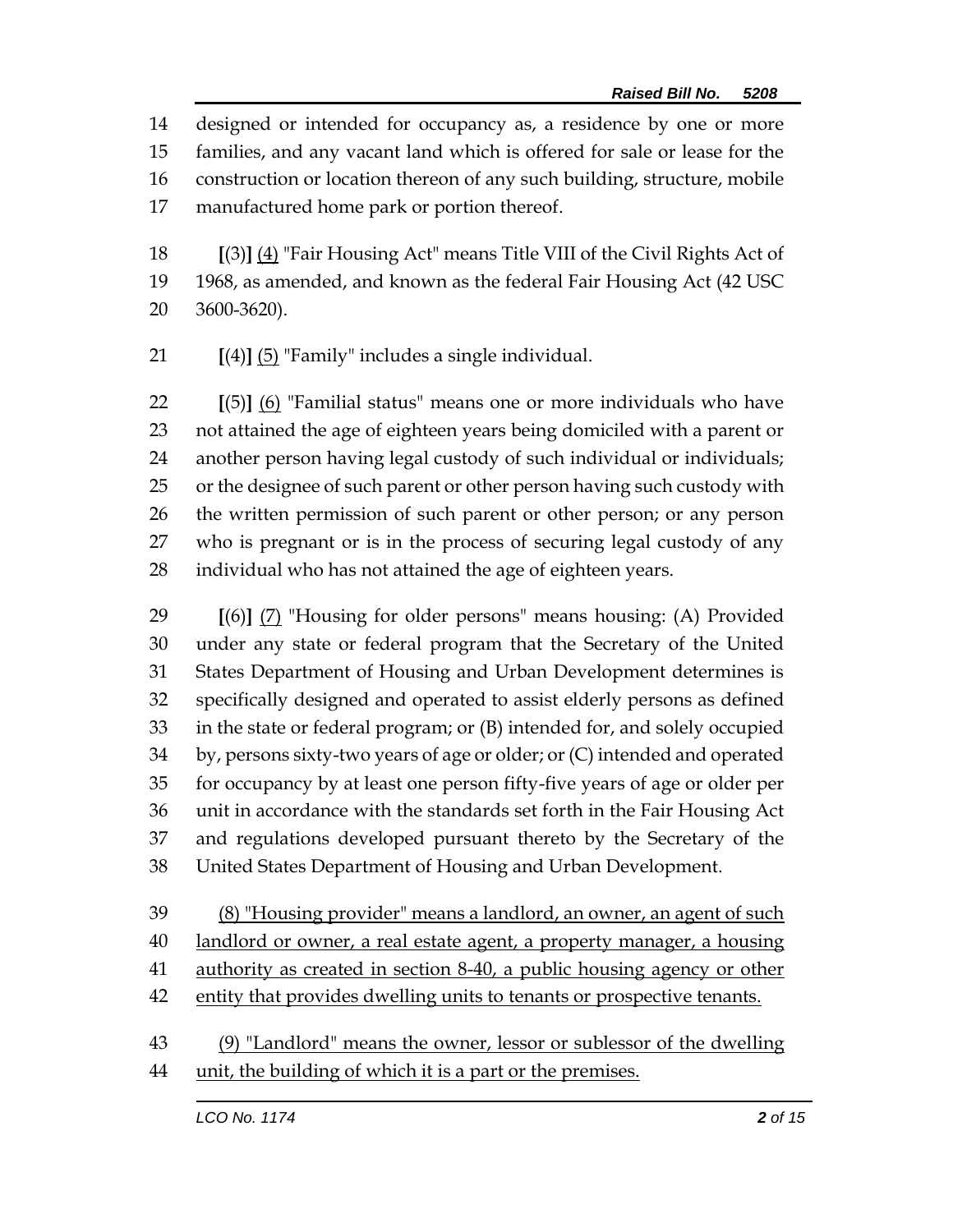designed or intended for occupancy as, a residence by one or more families, and any vacant land which is offered for sale or lease for the construction or location thereon of any such building, structure, mobile manufactured home park or portion thereof.

[(3)] <u>(4)</u> "Fair Housing Act" means Title VIII of the Civil Rights Act of 1968, as amended, and known as the federal Fair Housing Act (42 USC 3600-3620).

[(4)] <u>(5)</u> "Family" includes a single individual.

[(5)] <u>(6)</u> "Familial status" means one or more individuals who have not attained the age of eighteen years being domiciled with a parent or another person having legal custody of such individual or individuals; or the designee of such parent or other person having such custody with the written permission of such parent or other person; or any person who is pregnant or is in the process of securing legal custody of any individual who has not attained the age of eighteen years.

[(6)] <u>(7)</u> "Housing for older persons" means housing: (A) Provided under any state or federal program that the Secretary of the United States Department of Housing and Urban Development determines is specifically designed and operated to assist elderly persons as defined in the state or federal program; or (B) intended for, and solely occupied by, persons sixty-two years of age or older; or (C) intended and operated for occupancy by at least one person fifty-five years of age or older per unit in accordance with the standards set forth in the Fair Housing Act and regulations developed pursuant thereto by the Secretary of the United States Department of Housing and Urban Development.

<u>(8) "Housing provider" means a landlord, an owner, an agent of such landlord or owner, a real estate agent, a property manager, a housing authority as created in section 8-40, a public housing agency or other entity that provides dwelling units to tenants or prospective tenants.</u>

<u>(9) "Landlord" means the owner, lessor or sublessor of the dwelling unit, the building of which it is a part or the premises.</u>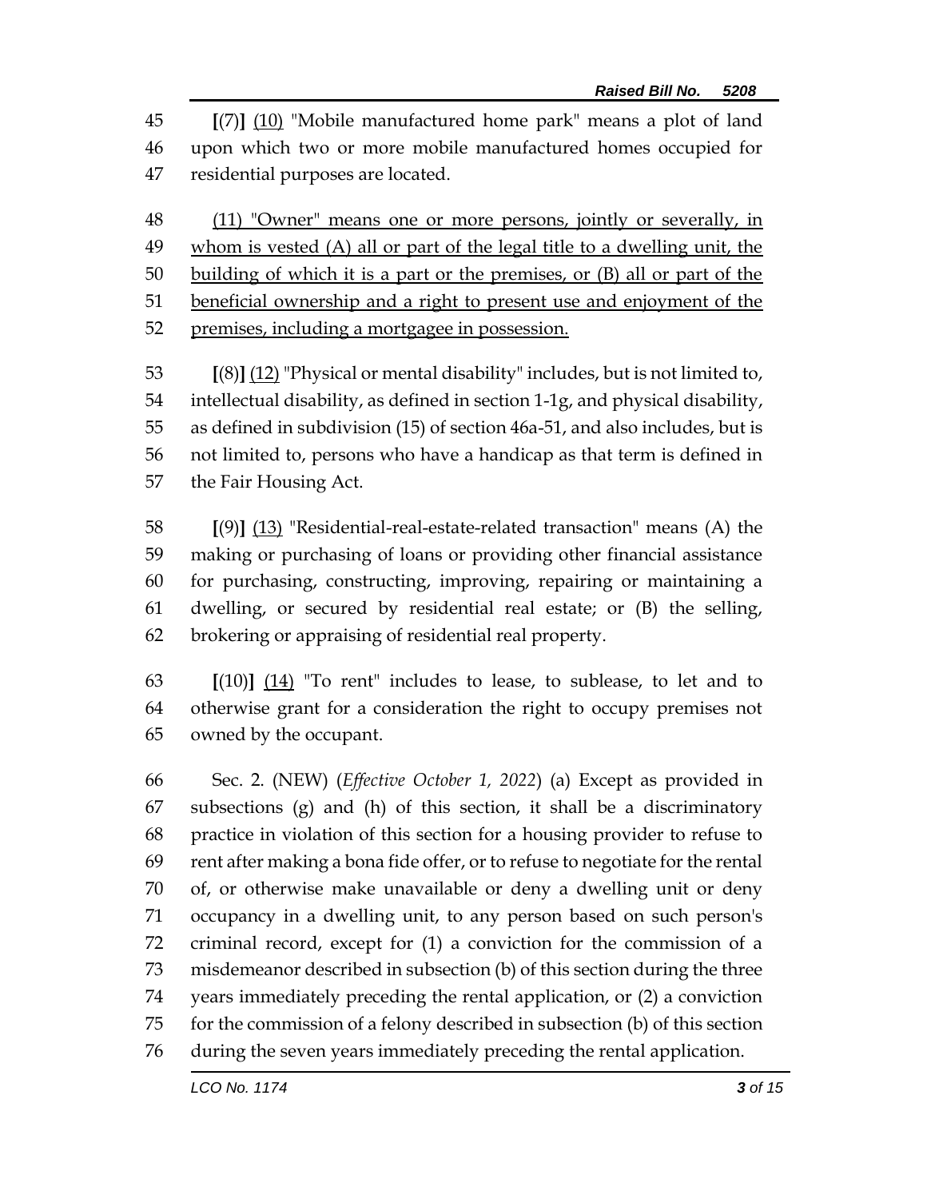[(7)] (10) "Mobile manufactured home park" means a plot of land upon which two or more mobile manufactured homes occupied for residential purposes are located.

(11) "Owner" means one or more persons, jointly or severally, in whom is vested (A) all or part of the legal title to a dwelling unit, the building of which it is a part or the premises, or (B) all or part of the beneficial ownership and a right to present use and enjoyment of the premises, including a mortgagee in possession.

[(8)] (12) "Physical or mental disability" includes, but is not limited to, intellectual disability, as defined in section 1-1g, and physical disability, as defined in subdivision (15) of section 46a-51, and also includes, but is not limited to, persons who have a handicap as that term is defined in the Fair Housing Act.

[(9)] (13) "Residential-real-estate-related transaction" means (A) the making or purchasing of loans or providing other financial assistance for purchasing, constructing, improving, repairing or maintaining a dwelling, or secured by residential real estate; or (B) the selling, brokering or appraising of residential real property.

[(10)] (14) "To rent" includes to lease, to sublease, to let and to otherwise grant for a consideration the right to occupy premises not owned by the occupant.

Sec. 2. (NEW) (*Effective October 1, 2022*) (a) Except as provided in subsections (g) and (h) of this section, it shall be a discriminatory practice in violation of this section for a housing provider to refuse to rent after making a bona fide offer, or to refuse to negotiate for the rental of, or otherwise make unavailable or deny a dwelling unit or deny occupancy in a dwelling unit, to any person based on such person's criminal record, except for (1) a conviction for the commission of a misdemeanor described in subsection (b) of this section during the three years immediately preceding the rental application, or (2) a conviction for the commission of a felony described in subsection (b) of this section during the seven years immediately preceding the rental application.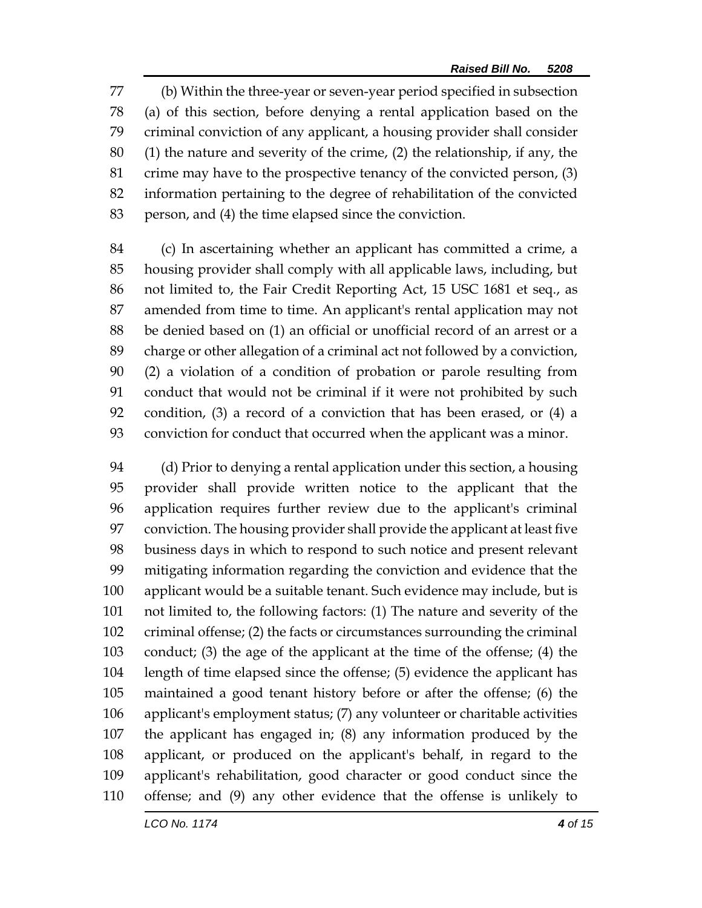(b) Within the three-year or seven-year period specified in subsection (a) of this section, before denying a rental application based on the criminal conviction of any applicant, a housing provider shall consider (1) the nature and severity of the crime, (2) the relationship, if any, the crime may have to the prospective tenancy of the convicted person, (3) information pertaining to the degree of rehabilitation of the convicted person, and (4) the time elapsed since the conviction.

(c) In ascertaining whether an applicant has committed a crime, a housing provider shall comply with all applicable laws, including, but not limited to, the Fair Credit Reporting Act, 15 USC 1681 et seq., as amended from time to time. An applicant's rental application may not be denied based on (1) an official or unofficial record of an arrest or a charge or other allegation of a criminal act not followed by a conviction, (2) a violation of a condition of probation or parole resulting from conduct that would not be criminal if it were not prohibited by such condition, (3) a record of a conviction that has been erased, or (4) a conviction for conduct that occurred when the applicant was a minor.

(d) Prior to denying a rental application under this section, a housing provider shall provide written notice to the applicant that the application requires further review due to the applicant's criminal conviction. The housing provider shall provide the applicant at least five business days in which to respond to such notice and present relevant mitigating information regarding the conviction and evidence that the applicant would be a suitable tenant. Such evidence may include, but is not limited to, the following factors: (1) The nature and severity of the criminal offense; (2) the facts or circumstances surrounding the criminal conduct; (3) the age of the applicant at the time of the offense; (4) the length of time elapsed since the offense; (5) evidence the applicant has maintained a good tenant history before or after the offense; (6) the applicant's employment status; (7) any volunteer or charitable activities the applicant has engaged in; (8) any information produced by the applicant, or produced on the applicant's behalf, in regard to the applicant's rehabilitation, good character or good conduct since the offense; and (9) any other evidence that the offense is unlikely to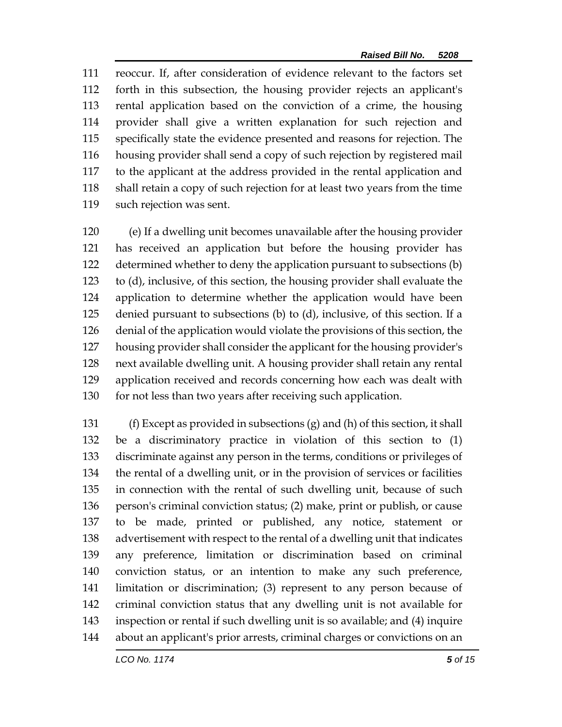reoccur. If, after consideration of evidence relevant to the factors set forth in this subsection, the housing provider rejects an applicant's rental application based on the conviction of a crime, the housing provider shall give a written explanation for such rejection and specifically state the evidence presented and reasons for rejection. The housing provider shall send a copy of such rejection by registered mail to the applicant at the address provided in the rental application and shall retain a copy of such rejection for at least two years from the time such rejection was sent.

(e) If a dwelling unit becomes unavailable after the housing provider has received an application but before the housing provider has determined whether to deny the application pursuant to subsections (b) to (d), inclusive, of this section, the housing provider shall evaluate the application to determine whether the application would have been denied pursuant to subsections (b) to (d), inclusive, of this section. If a denial of the application would violate the provisions of this section, the housing provider shall consider the applicant for the housing provider's next available dwelling unit. A housing provider shall retain any rental application received and records concerning how each was dealt with for not less than two years after receiving such application.

(f) Except as provided in subsections (g) and (h) of this section, it shall be a discriminatory practice in violation of this section to (1) discriminate against any person in the terms, conditions or privileges of the rental of a dwelling unit, or in the provision of services or facilities in connection with the rental of such dwelling unit, because of such person's criminal conviction status; (2) make, print or publish, or cause to be made, printed or published, any notice, statement or advertisement with respect to the rental of a dwelling unit that indicates any preference, limitation or discrimination based on criminal conviction status, or an intention to make any such preference, limitation or discrimination; (3) represent to any person because of criminal conviction status that any dwelling unit is not available for inspection or rental if such dwelling unit is so available; and (4) inquire about an applicant's prior arrests, criminal charges or convictions on an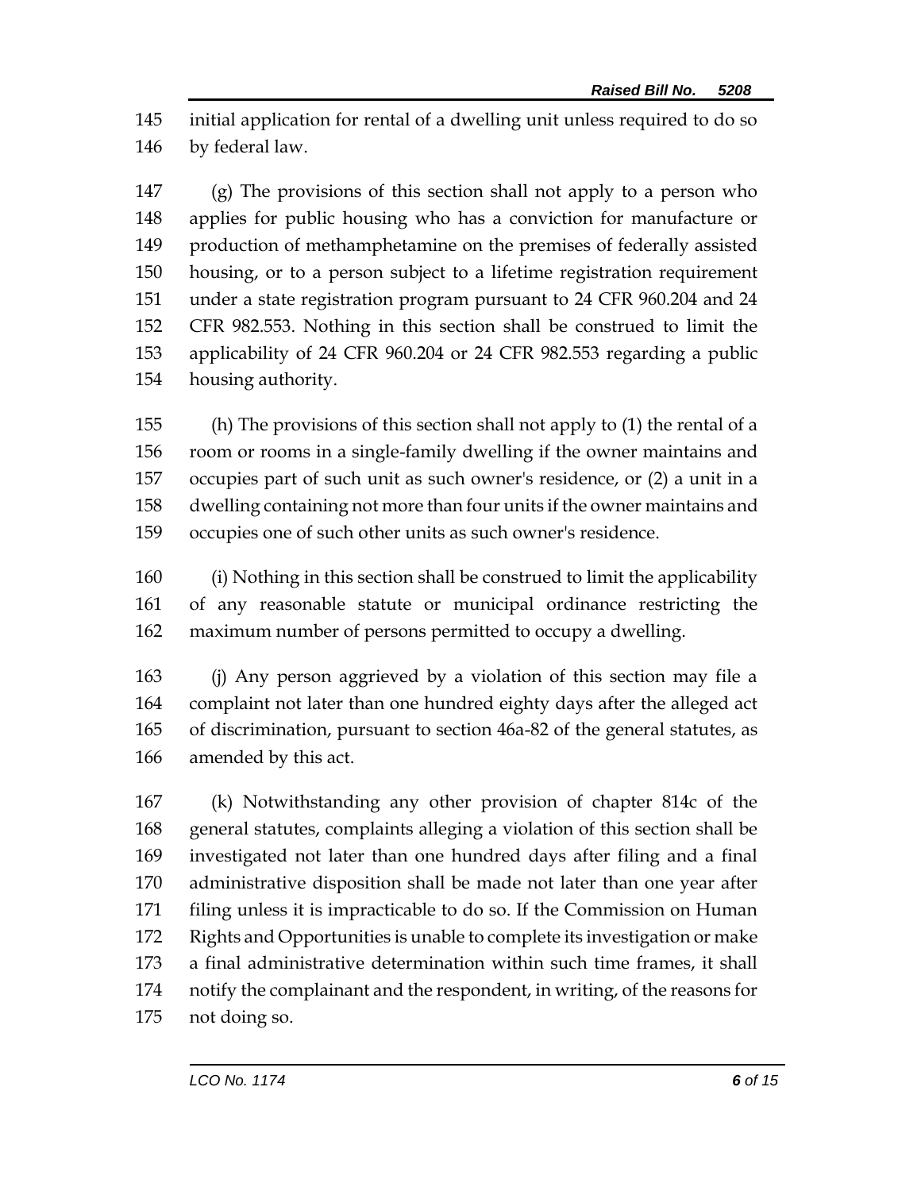initial application for rental of a dwelling unit unless required to do so by federal law.

(g) The provisions of this section shall not apply to a person who applies for public housing who has a conviction for manufacture or production of methamphetamine on the premises of federally assisted housing, or to a person subject to a lifetime registration requirement under a state registration program pursuant to 24 CFR 960.204 and 24 CFR 982.553. Nothing in this section shall be construed to limit the applicability of 24 CFR 960.204 or 24 CFR 982.553 regarding a public housing authority.

(h) The provisions of this section shall not apply to (1) the rental of a room or rooms in a single-family dwelling if the owner maintains and occupies part of such unit as such owner's residence, or (2) a unit in a dwelling containing not more than four units if the owner maintains and occupies one of such other units as such owner's residence.

(i) Nothing in this section shall be construed to limit the applicability of any reasonable statute or municipal ordinance restricting the maximum number of persons permitted to occupy a dwelling.

(j) Any person aggrieved by a violation of this section may file a complaint not later than one hundred eighty days after the alleged act of discrimination, pursuant to section 46a-82 of the general statutes, as amended by this act.

(k) Notwithstanding any other provision of chapter 814c of the general statutes, complaints alleging a violation of this section shall be investigated not later than one hundred days after filing and a final administrative disposition shall be made not later than one year after filing unless it is impracticable to do so. If the Commission on Human Rights and Opportunities is unable to complete its investigation or make a final administrative determination within such time frames, it shall notify the complainant and the respondent, in writing, of the reasons for not doing so.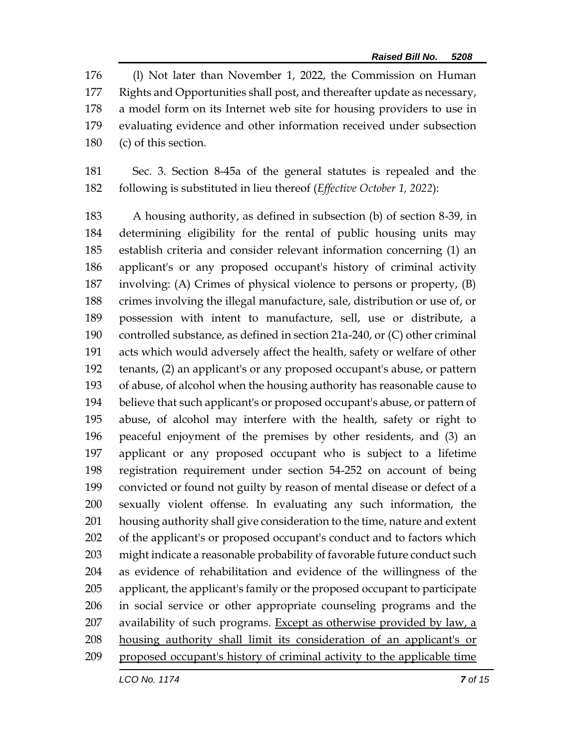(l) Not later than November 1, 2022, the Commission on Human Rights and Opportunities shall post, and thereafter update as necessary, a model form on its Internet web site for housing providers to use in evaluating evidence and other information received under subsection (c) of this section.

Sec. 3. Section 8-45a of the general statutes is repealed and the following is substituted in lieu thereof (*Effective October 1, 2022*):

A housing authority, as defined in subsection (b) of section 8-39, in determining eligibility for the rental of public housing units may establish criteria and consider relevant information concerning (1) an applicant's or any proposed occupant's history of criminal activity involving: (A) Crimes of physical violence to persons or property, (B) crimes involving the illegal manufacture, sale, distribution or use of, or possession with intent to manufacture, sell, use or distribute, a controlled substance, as defined in section 21a-240, or (C) other criminal acts which would adversely affect the health, safety or welfare of other tenants, (2) an applicant's or any proposed occupant's abuse, or pattern of abuse, of alcohol when the housing authority has reasonable cause to believe that such applicant's or proposed occupant's abuse, or pattern of abuse, of alcohol may interfere with the health, safety or right to peaceful enjoyment of the premises by other residents, and (3) an applicant or any proposed occupant who is subject to a lifetime registration requirement under section 54-252 on account of being convicted or found not guilty by reason of mental disease or defect of a sexually violent offense. In evaluating any such information, the housing authority shall give consideration to the time, nature and extent of the applicant's or proposed occupant's conduct and to factors which might indicate a reasonable probability of favorable future conduct such as evidence of rehabilitation and evidence of the willingness of the applicant, the applicant's family or the proposed occupant to participate in social service or other appropriate counseling programs and the availability of such programs. <u>Except as otherwise provided by law, a housing authority shall limit its consideration of an applicant's or proposed occupant's history of criminal activity to the applicable time</u>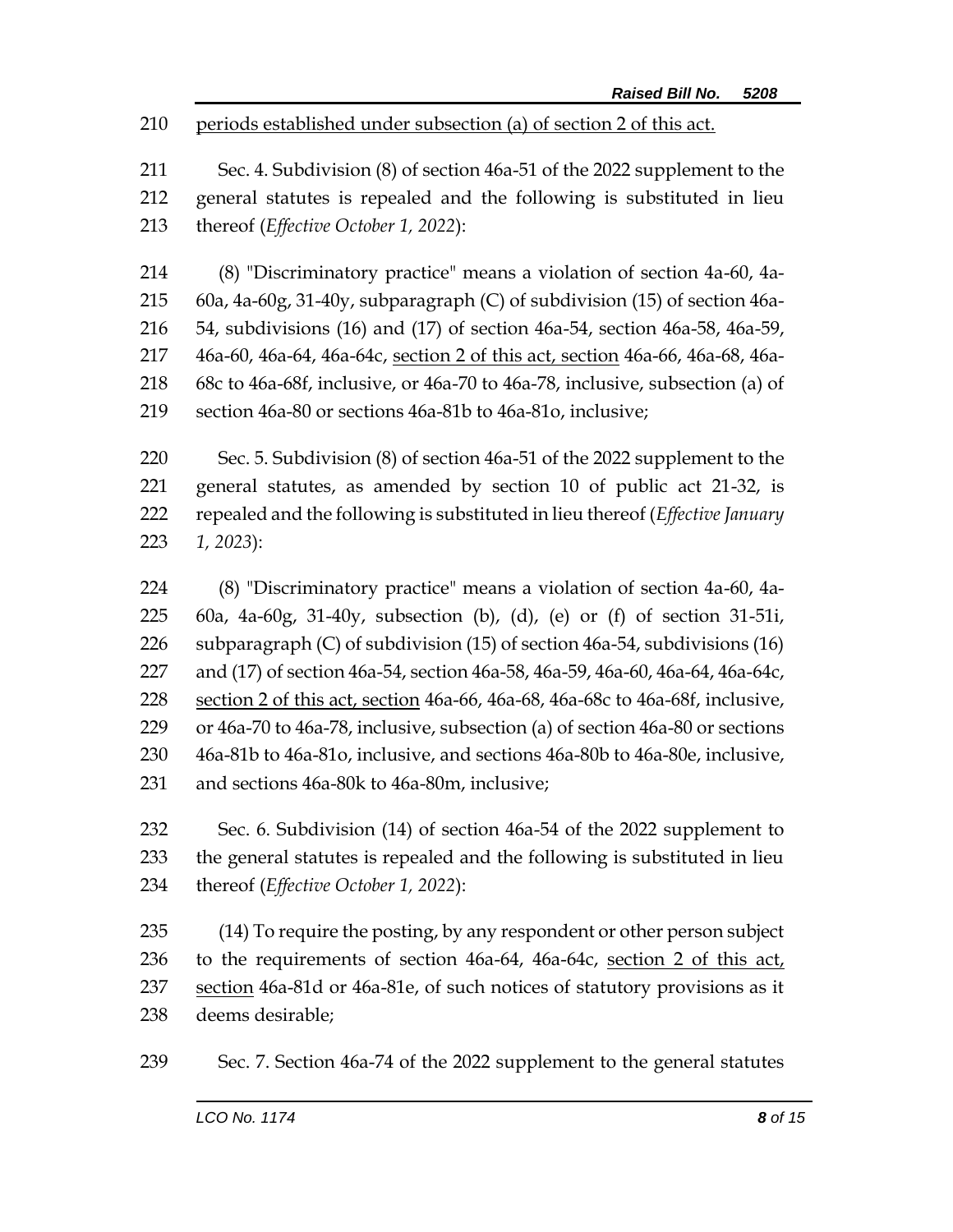210 periods established under subsection (a) of section 2 of this act.

211 Sec. 4. Subdivision (8) of section 46a-51 of the 2022 supplement to the
212 general statutes is repealed and the following is substituted in lieu
213 thereof (*Effective October 1, 2022*):

214 (8) "Discriminatory practice" means a violation of section 4a-60, 4a-
215 60a, 4a-60g, 31-40y, subparagraph (C) of subdivision (15) of section 46a-
216 54, subdivisions (16) and (17) of section 46a-54, section 46a-58, 46a-59,
217 46a-60, 46a-64, 46a-64c, <u>section 2 of this act, section</u> 46a-66, 46a-68, 46a-
218 68c to 46a-68f, inclusive, or 46a-70 to 46a-78, inclusive, subsection (a) of
219 section 46a-80 or sections 46a-81b to 46a-81o, inclusive;

220 Sec. 5. Subdivision (8) of section 46a-51 of the 2022 supplement to the
221 general statutes, as amended by section 10 of public act 21-32, is
222 repealed and the following is substituted in lieu thereof (*Effective January*
223 *1, 2023*):

224 (8) "Discriminatory practice" means a violation of section 4a-60, 4a-
225 60a, 4a-60g, 31-40y, subsection (b), (d), (e) or (f) of section 31-51i,
226 subparagraph (C) of subdivision (15) of section 46a-54, subdivisions (16)
227 and (17) of section 46a-54, section 46a-58, 46a-59, 46a-60, 46a-64, 46a-64c,
228 <u>section 2 of this act, section</u> 46a-66, 46a-68, 46a-68c to 46a-68f, inclusive,
229 or 46a-70 to 46a-78, inclusive, subsection (a) of section 46a-80 or sections
230 46a-81b to 46a-81o, inclusive, and sections 46a-80b to 46a-80e, inclusive,
231 and sections 46a-80k to 46a-80m, inclusive;

232 Sec. 6. Subdivision (14) of section 46a-54 of the 2022 supplement to
233 the general statutes is repealed and the following is substituted in lieu
234 thereof (*Effective October 1, 2022*):

235 (14) To require the posting, by any respondent or other person subject
236 to the requirements of section 46a-64, 46a-64c, <u>section 2 of this act,</u>
237 <u>section</u> 46a-81d or 46a-81e, of such notices of statutory provisions as it
238 deems desirable;

239 Sec. 7. Section 46a-74 of the 2022 supplement to the general statutes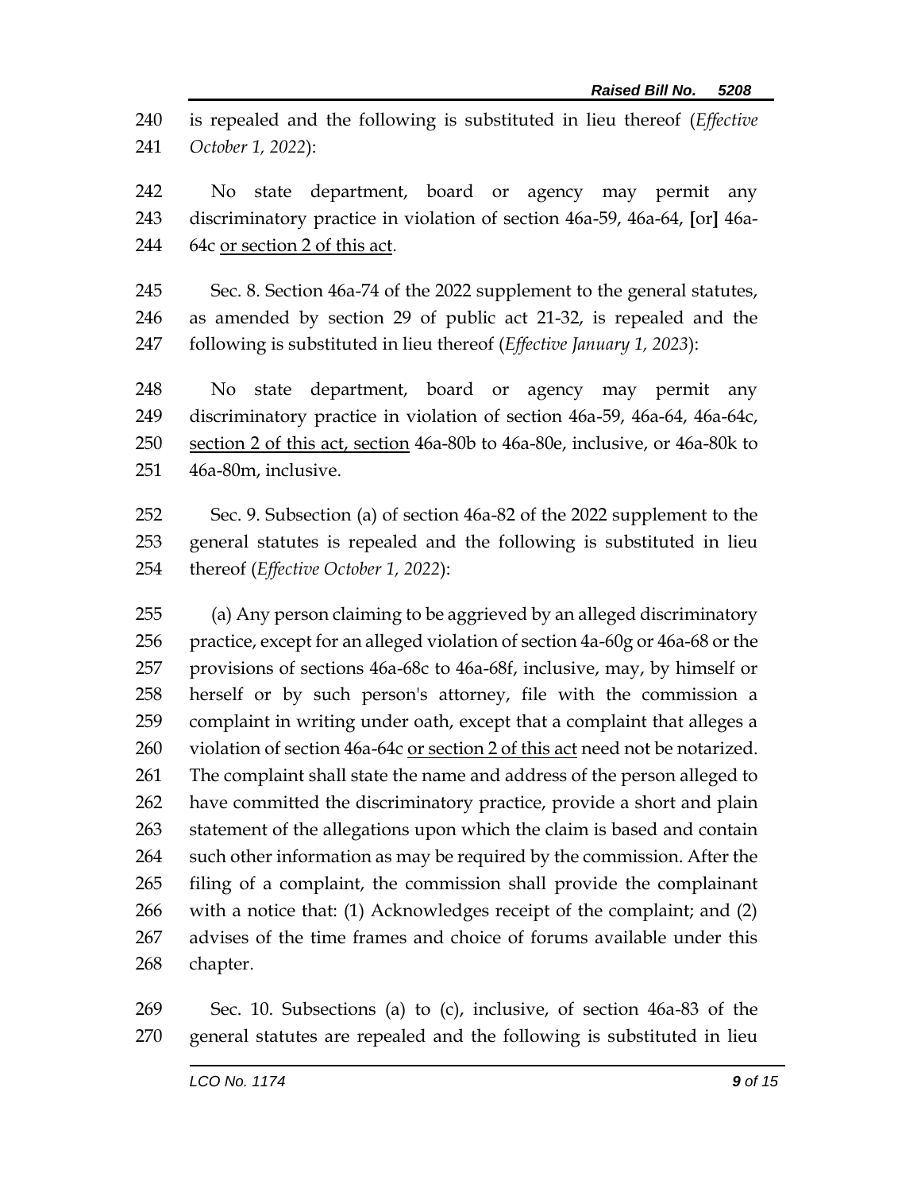240 is repealed and the following is substituted in lieu thereof (*Effective*
241 *October 1, 2022*):

242 No state department, board or agency may permit any
243 discriminatory practice in violation of section 46a-59, 46a-64, **[**or**]** 46a-
244 64c <u>or section 2 of this act</u>.

245 Sec. 8. Section 46a-74 of the 2022 supplement to the general statutes,
246 as amended by section 29 of public act 21-32, is repealed and the
247 following is substituted in lieu thereof (*Effective January 1, 2023*):

248 No state department, board or agency may permit any
249 discriminatory practice in violation of section 46a-59, 46a-64, 46a-64c,
250 <u>section 2 of this act, section</u> 46a-80b to 46a-80e, inclusive, or 46a-80k to
251 46a-80m, inclusive.

252 Sec. 9. Subsection (a) of section 46a-82 of the 2022 supplement to the
253 general statutes is repealed and the following is substituted in lieu
254 thereof (*Effective October 1, 2022*):

255 (a) Any person claiming to be aggrieved by an alleged discriminatory
256 practice, except for an alleged violation of section 4a-60g or 46a-68 or the
257 provisions of sections 46a-68c to 46a-68f, inclusive, may, by himself or
258 herself or by such person's attorney, file with the commission a
259 complaint in writing under oath, except that a complaint that alleges a
260 violation of section 46a-64c <u>or section 2 of this act</u> need not be notarized.
261 The complaint shall state the name and address of the person alleged to
262 have committed the discriminatory practice, provide a short and plain
263 statement of the allegations upon which the claim is based and contain
264 such other information as may be required by the commission. After the
265 filing of a complaint, the commission shall provide the complainant
266 with a notice that: (1) Acknowledges receipt of the complaint; and (2)
267 advises of the time frames and choice of forums available under this
268 chapter.

269 Sec. 10. Subsections (a) to (c), inclusive, of section 46a-83 of the
270 general statutes are repealed and the following is substituted in lieu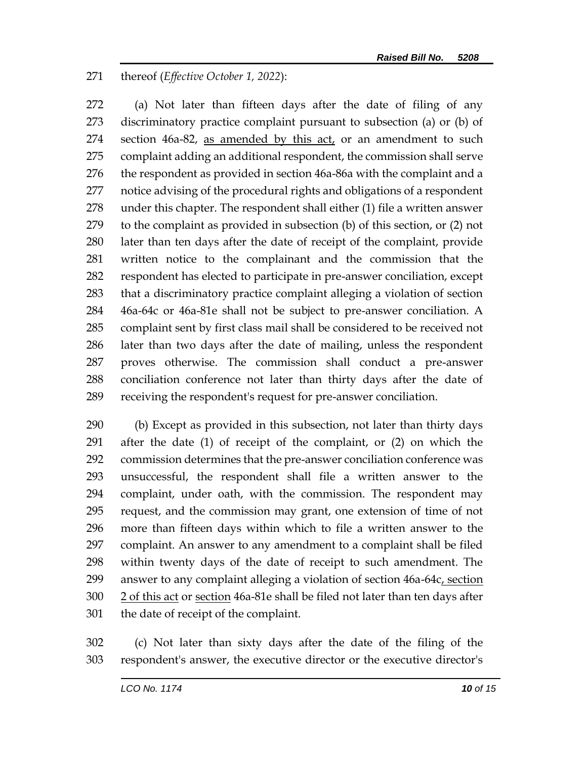thereof (*Effective October 1, 2022*):

(a) Not later than fifteen days after the date of filing of any discriminatory practice complaint pursuant to subsection (a) or (b) of section 46a-82, as amended by this act, or an amendment to such complaint adding an additional respondent, the commission shall serve the respondent as provided in section 46a-86a with the complaint and a notice advising of the procedural rights and obligations of a respondent under this chapter. The respondent shall either (1) file a written answer to the complaint as provided in subsection (b) of this section, or (2) not later than ten days after the date of receipt of the complaint, provide written notice to the complainant and the commission that the respondent has elected to participate in pre-answer conciliation, except that a discriminatory practice complaint alleging a violation of section 46a-64c or 46a-81e shall not be subject to pre-answer conciliation. A complaint sent by first class mail shall be considered to be received not later than two days after the date of mailing, unless the respondent proves otherwise. The commission shall conduct a pre-answer conciliation conference not later than thirty days after the date of receiving the respondent's request for pre-answer conciliation.

(b) Except as provided in this subsection, not later than thirty days after the date (1) of receipt of the complaint, or (2) on which the commission determines that the pre-answer conciliation conference was unsuccessful, the respondent shall file a written answer to the complaint, under oath, with the commission. The respondent may request, and the commission may grant, one extension of time of not more than fifteen days within which to file a written answer to the complaint. An answer to any amendment to a complaint shall be filed within twenty days of the date of receipt to such amendment. The answer to any complaint alleging a violation of section 46a-64c, section 2 of this act or section 46a-81e shall be filed not later than ten days after the date of receipt of the complaint.

(c) Not later than sixty days after the date of the filing of the respondent's answer, the executive director or the executive director's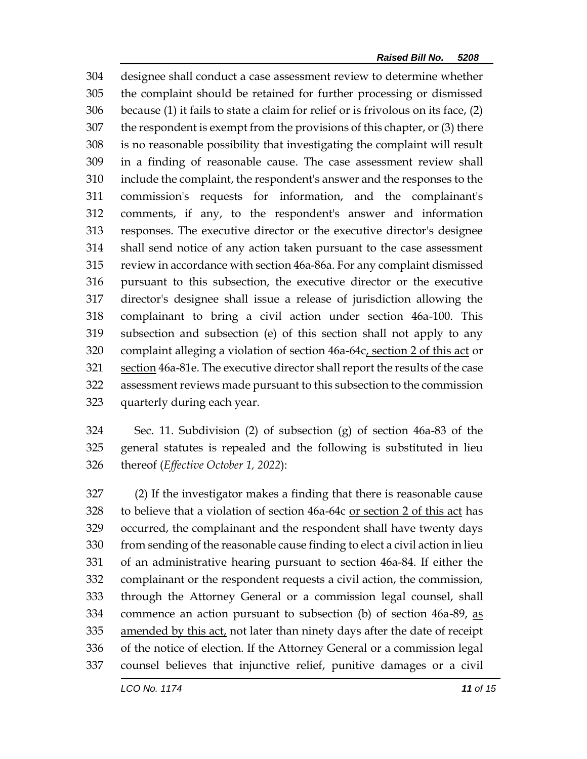designee shall conduct a case assessment review to determine whether the complaint should be retained for further processing or dismissed because (1) it fails to state a claim for relief or is frivolous on its face, (2) the respondent is exempt from the provisions of this chapter, or (3) there is no reasonable possibility that investigating the complaint will result in a finding of reasonable cause. The case assessment review shall include the complaint, the respondent's answer and the responses to the commission's requests for information, and the complainant's comments, if any, to the respondent's answer and information responses. The executive director or the executive director's designee shall send notice of any action taken pursuant to the case assessment review in accordance with section 46a-86a. For any complaint dismissed pursuant to this subsection, the executive director or the executive director's designee shall issue a release of jurisdiction allowing the complainant to bring a civil action under section 46a-100. This subsection and subsection (e) of this section shall not apply to any complaint alleging a violation of section 46a-64c, section 2 of this act or section 46a-81e. The executive director shall report the results of the case assessment reviews made pursuant to this subsection to the commission quarterly during each year.

Sec. 11. Subdivision (2) of subsection (g) of section 46a-83 of the general statutes is repealed and the following is substituted in lieu thereof (*Effective October 1, 2022*):

(2) If the investigator makes a finding that there is reasonable cause to believe that a violation of section 46a-64c or section 2 of this act has occurred, the complainant and the respondent shall have twenty days from sending of the reasonable cause finding to elect a civil action in lieu of an administrative hearing pursuant to section 46a-84. If either the complainant or the respondent requests a civil action, the commission, through the Attorney General or a commission legal counsel, shall commence an action pursuant to subsection (b) of section 46a-89, as amended by this act, not later than ninety days after the date of receipt of the notice of election. If the Attorney General or a commission legal counsel believes that injunctive relief, punitive damages or a civil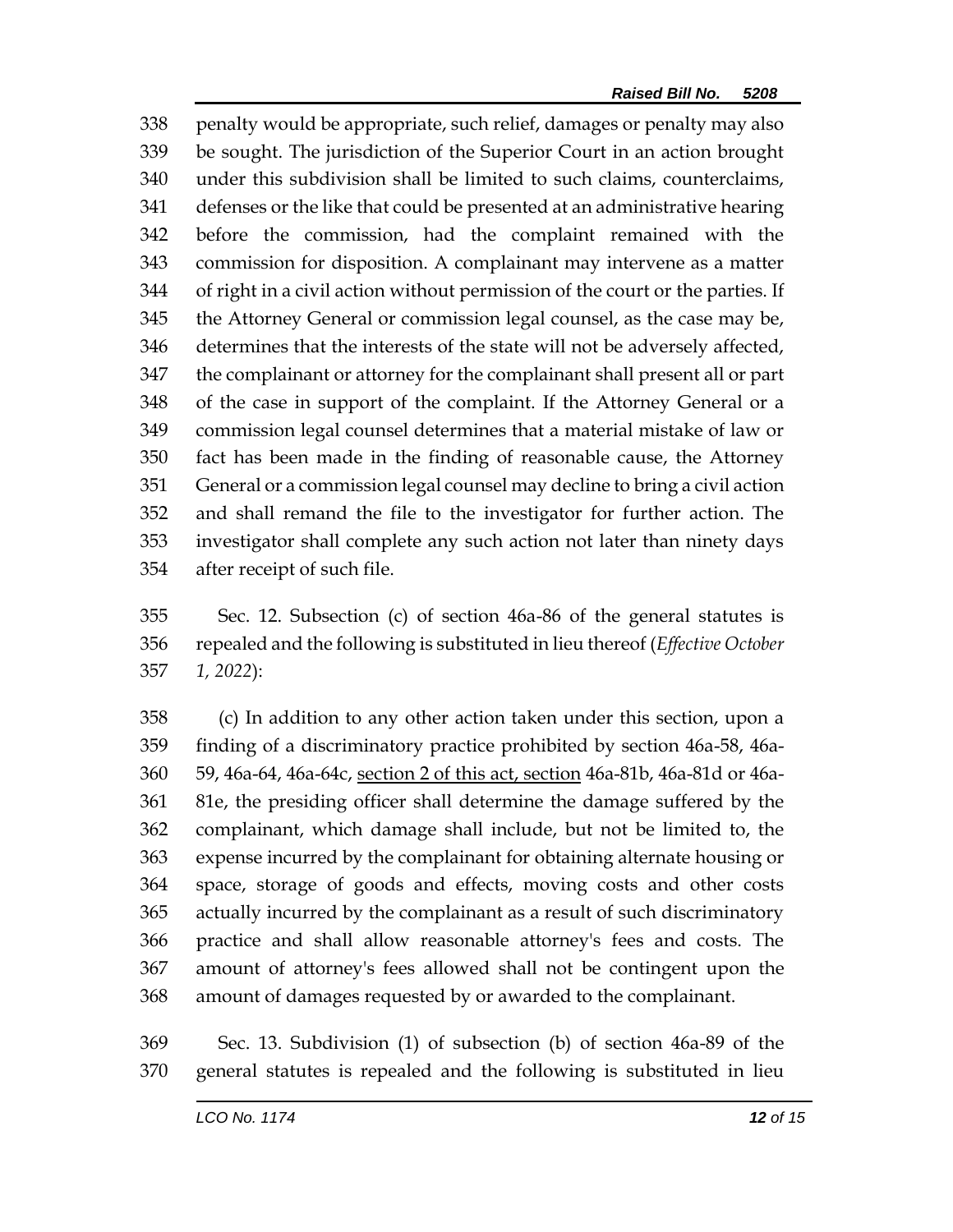penalty would be appropriate, such relief, damages or penalty may also be sought. The jurisdiction of the Superior Court in an action brought under this subdivision shall be limited to such claims, counterclaims, defenses or the like that could be presented at an administrative hearing before the commission, had the complaint remained with the commission for disposition. A complainant may intervene as a matter of right in a civil action without permission of the court or the parties. If the Attorney General or commission legal counsel, as the case may be, determines that the interests of the state will not be adversely affected, the complainant or attorney for the complainant shall present all or part of the case in support of the complaint. If the Attorney General or a commission legal counsel determines that a material mistake of law or fact has been made in the finding of reasonable cause, the Attorney General or a commission legal counsel may decline to bring a civil action and shall remand the file to the investigator for further action. The investigator shall complete any such action not later than ninety days after receipt of such file.

Sec. 12. Subsection (c) of section 46a-86 of the general statutes is repealed and the following is substituted in lieu thereof (*Effective October 1, 2022*):

(c) In addition to any other action taken under this section, upon a finding of a discriminatory practice prohibited by section 46a-58, 46a-59, 46a-64, 46a-64c, section 2 of this act, section 46a-81b, 46a-81d or 46a-81e, the presiding officer shall determine the damage suffered by the complainant, which damage shall include, but not be limited to, the expense incurred by the complainant for obtaining alternate housing or space, storage of goods and effects, moving costs and other costs actually incurred by the complainant as a result of such discriminatory practice and shall allow reasonable attorney's fees and costs. The amount of attorney's fees allowed shall not be contingent upon the amount of damages requested by or awarded to the complainant.

Sec. 13. Subdivision (1) of subsection (b) of section 46a-89 of the general statutes is repealed and the following is substituted in lieu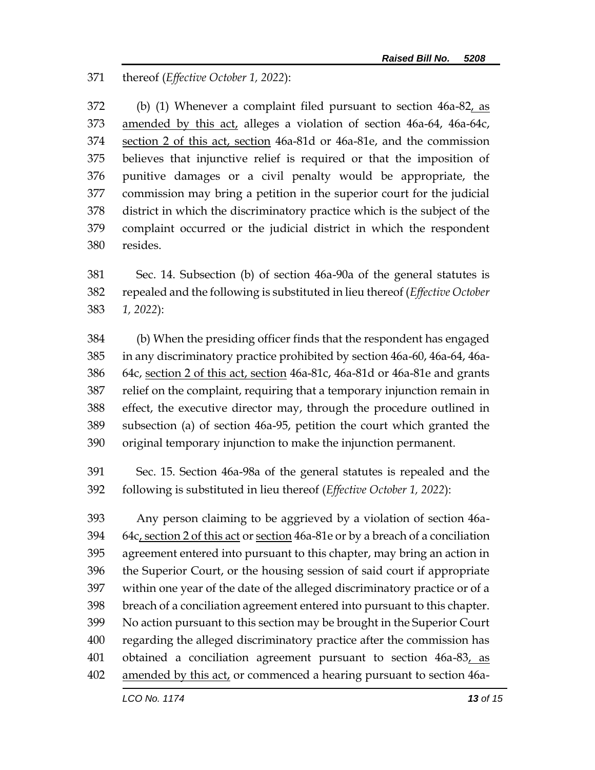thereof (*Effective October 1, 2022*):

(b) (1) Whenever a complaint filed pursuant to section 46a-82, as amended by this act, alleges a violation of section 46a-64, 46a-64c, section 2 of this act, section 46a-81d or 46a-81e, and the commission believes that injunctive relief is required or that the imposition of punitive damages or a civil penalty would be appropriate, the commission may bring a petition in the superior court for the judicial district in which the discriminatory practice which is the subject of the complaint occurred or the judicial district in which the respondent resides.

Sec. 14. Subsection (b) of section 46a-90a of the general statutes is repealed and the following is substituted in lieu thereof (*Effective October 1, 2022*):

(b) When the presiding officer finds that the respondent has engaged in any discriminatory practice prohibited by section 46a-60, 46a-64, 46a-64c, section 2 of this act, section 46a-81c, 46a-81d or 46a-81e and grants relief on the complaint, requiring that a temporary injunction remain in effect, the executive director may, through the procedure outlined in subsection (a) of section 46a-95, petition the court which granted the original temporary injunction to make the injunction permanent.

Sec. 15. Section 46a-98a of the general statutes is repealed and the following is substituted in lieu thereof (*Effective October 1, 2022*):

Any person claiming to be aggrieved by a violation of section 46a-64c, section 2 of this act or section 46a-81e or by a breach of a conciliation agreement entered into pursuant to this chapter, may bring an action in the Superior Court, or the housing session of said court if appropriate within one year of the date of the alleged discriminatory practice or of a breach of a conciliation agreement entered into pursuant to this chapter. No action pursuant to this section may be brought in the Superior Court regarding the alleged discriminatory practice after the commission has obtained a conciliation agreement pursuant to section 46a-83, as amended by this act, or commenced a hearing pursuant to section 46a-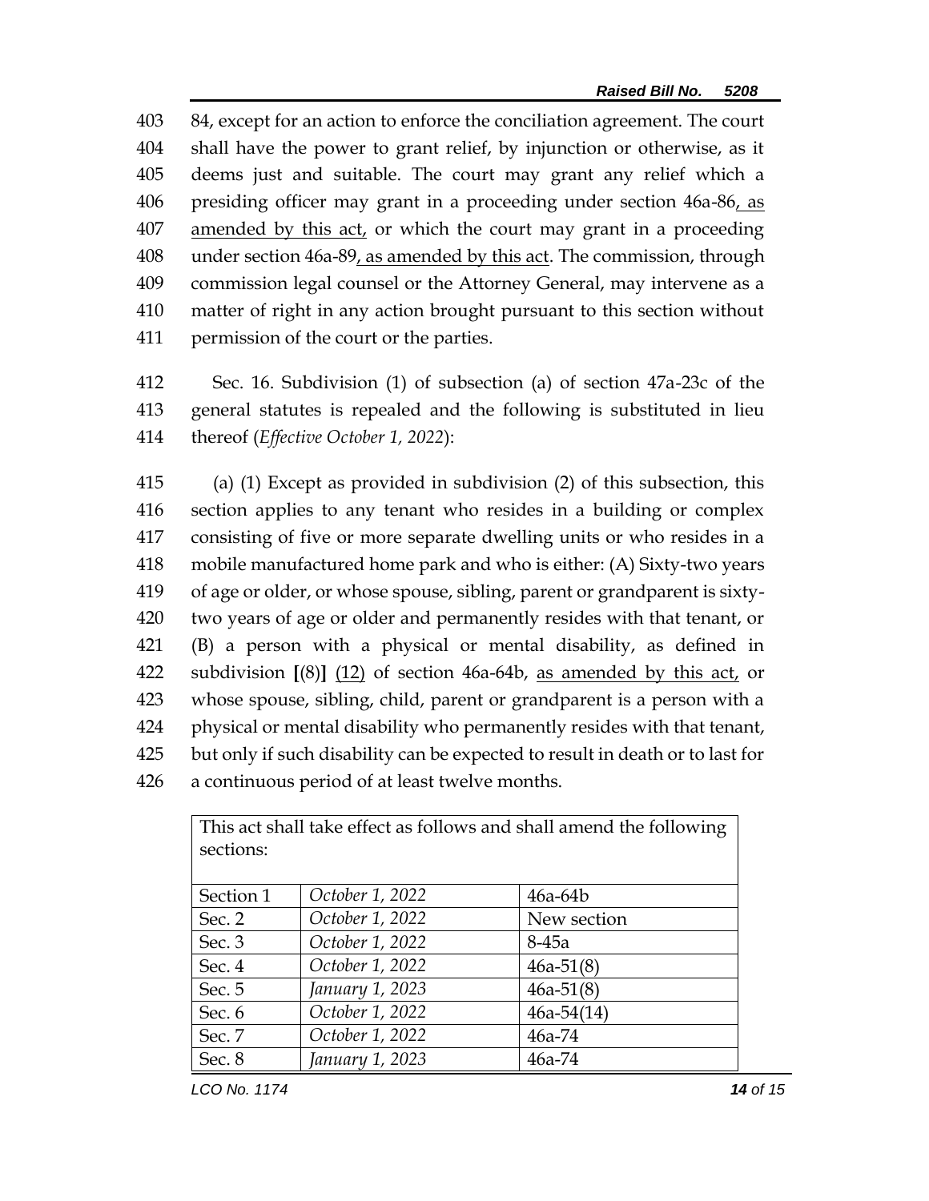403 84, except for an action to enforce the conciliation agreement. The court
404 shall have the power to grant relief, by injunction or otherwise, as it
405 deems just and suitable. The court may grant any relief which a
406 presiding officer may grant in a proceeding under section 46a-86, as
407 amended by this act, or which the court may grant in a proceeding
408 under section 46a-89, as amended by this act. The commission, through
409 commission legal counsel or the Attorney General, may intervene as a
410 matter of right in any action brought pursuant to this section without
411 permission of the court or the parties.

412 Sec. 16. Subdivision (1) of subsection (a) of section 47a-23c of the
413 general statutes is repealed and the following is substituted in lieu
414 thereof (*Effective October 1, 2022*):

415 (a) (1) Except as provided in subdivision (2) of this subsection, this
416 section applies to any tenant who resides in a building or complex
417 consisting of five or more separate dwelling units or who resides in a
418 mobile manufactured home park and who is either: (A) Sixty-two years
419 of age or older, or whose spouse, sibling, parent or grandparent is sixty-
420 two years of age or older and permanently resides with that tenant, or
421 (B) a person with a physical or mental disability, as defined in
422 subdivision **[**(8)**]** (12) of section 46a-64b, as amended by this act, or
423 whose spouse, sibling, child, parent or grandparent is a person with a
424 physical or mental disability who permanently resides with that tenant,
425 but only if such disability can be expected to result in death or to last for
426 a continuous period of at least twelve months.

| This act shall take effect as follows and shall amend the following sections: | | |
|---|---|---|
| Section 1 | *October 1, 2022* | 46a-64b |
| Sec. 2 | *October 1, 2022* | New section |
| Sec. 3 | *October 1, 2022* | 8-45a |
| Sec. 4 | *October 1, 2022* | 46a-51(8) |
| Sec. 5 | *January 1, 2023* | 46a-51(8) |
| Sec. 6 | *October 1, 2022* | 46a-54(14) |
| Sec. 7 | *October 1, 2022* | 46a-74 |
| Sec. 8 | *January 1, 2023* | 46a-74 |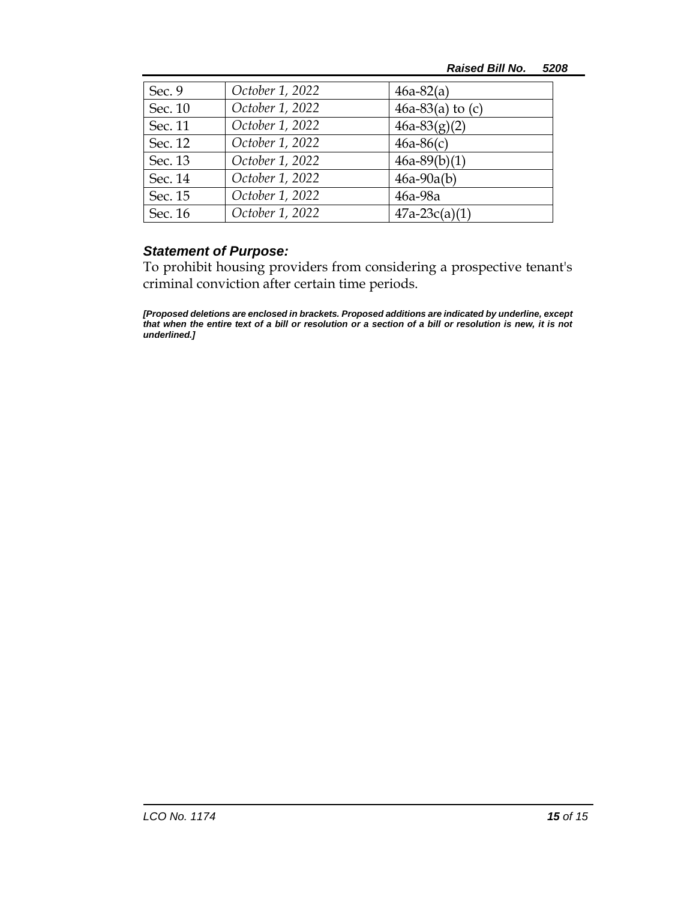| | | |
|---|---|---|
| Sec. 9 | *October 1, 2022* | 46a-82(a) |
| Sec. 10 | *October 1, 2022* | 46a-83(a) to (c) |
| Sec. 11 | *October 1, 2022* | 46a-83(g)(2) |
| Sec. 12 | *October 1, 2022* | 46a-86(c) |
| Sec. 13 | *October 1, 2022* | 46a-89(b)(1) |
| Sec. 14 | *October 1, 2022* | 46a-90a(b) |
| Sec. 15 | *October 1, 2022* | 46a-98a |
| Sec. 16 | *October 1, 2022* | 47a-23c(a)(1) |

### *Statement of Purpose:*

To prohibit housing providers from considering a prospective tenant's criminal conviction after certain time periods.

***[Proposed deletions are enclosed in brackets. Proposed additions are indicated by underline, except that when the entire text of a bill or resolution or a section of a bill or resolution is new, it is not underlined.]***